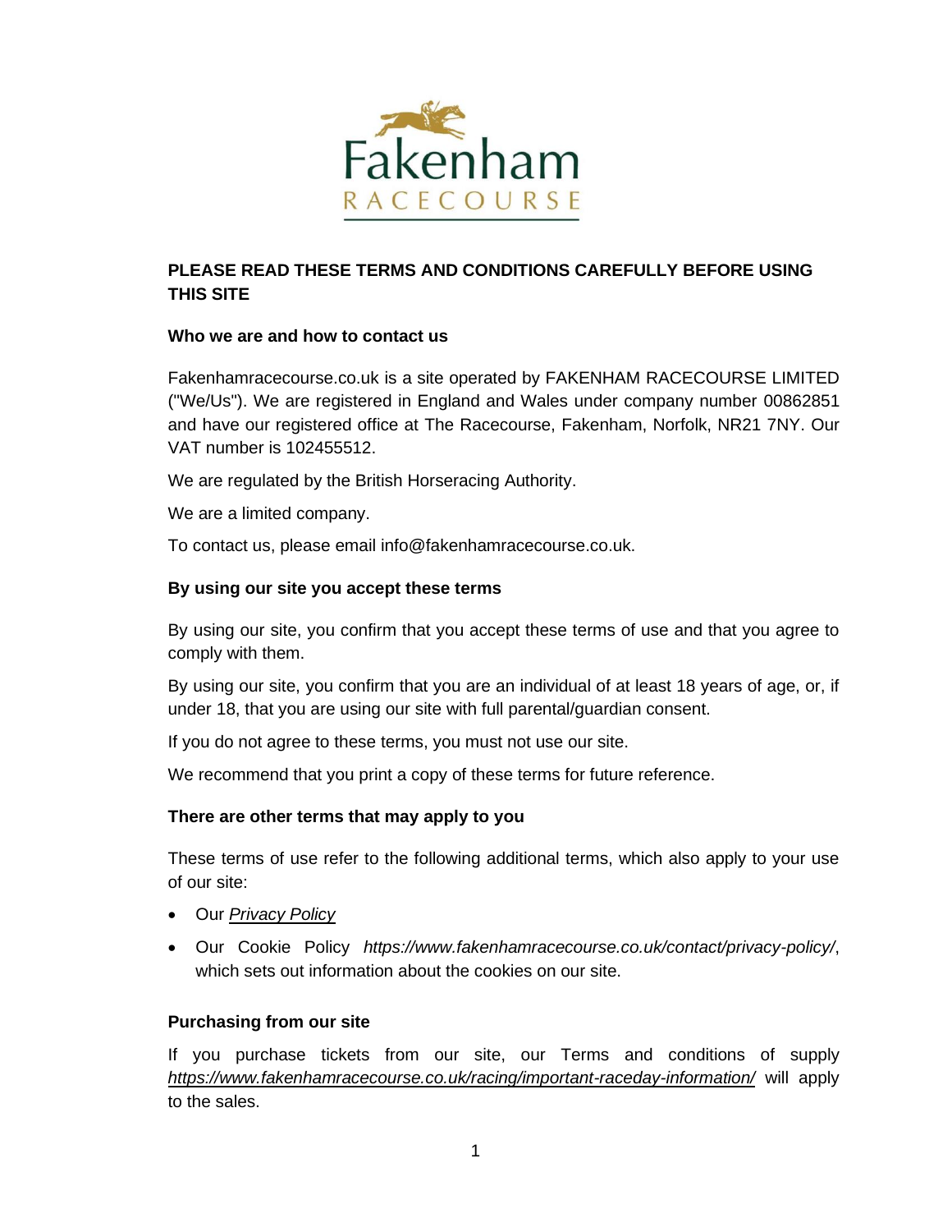Fakenham
RACECOURSE

**PLEASE READ THESE TERMS AND CONDITIONS CAREFULLY BEFORE USING THIS SITE**

**Who we are and how to contact us**

Fakenhamracecourse.co.uk is a site operated by FAKENHAM RACECOURSE LIMITED ("We/Us"). We are registered in England and Wales under company number 00862851 and have our registered office at The Racecourse, Fakenham, Norfolk, NR21 7NY. Our VAT number is 102455512.

We are regulated by the British Horseracing Authority.

We are a limited company.

To contact us, please email info@fakenhamracecourse.co.uk.

**By using our site you accept these terms**

By using our site, you confirm that you accept these terms of use and that you agree to comply with them.

By using our site, you confirm that you are an individual of at least 18 years of age, or, if under 18, that you are using our site with full parental/guardian consent.

If you do not agree to these terms, you must not use our site.

We recommend that you print a copy of these terms for future reference.

**There are other terms that may apply to you**

These terms of use refer to the following additional terms, which also apply to your use of our site:

- Our *Privacy Policy*
- Our Cookie Policy *https://www.fakenhamracecourse.co.uk/contact/privacy-policy/*, which sets out information about the cookies on our site.

**Purchasing from our site**

If you purchase tickets from our site, our Terms and conditions of supply *https://www.fakenhamracecourse.co.uk/racing/important-raceday-information/* will apply to the sales.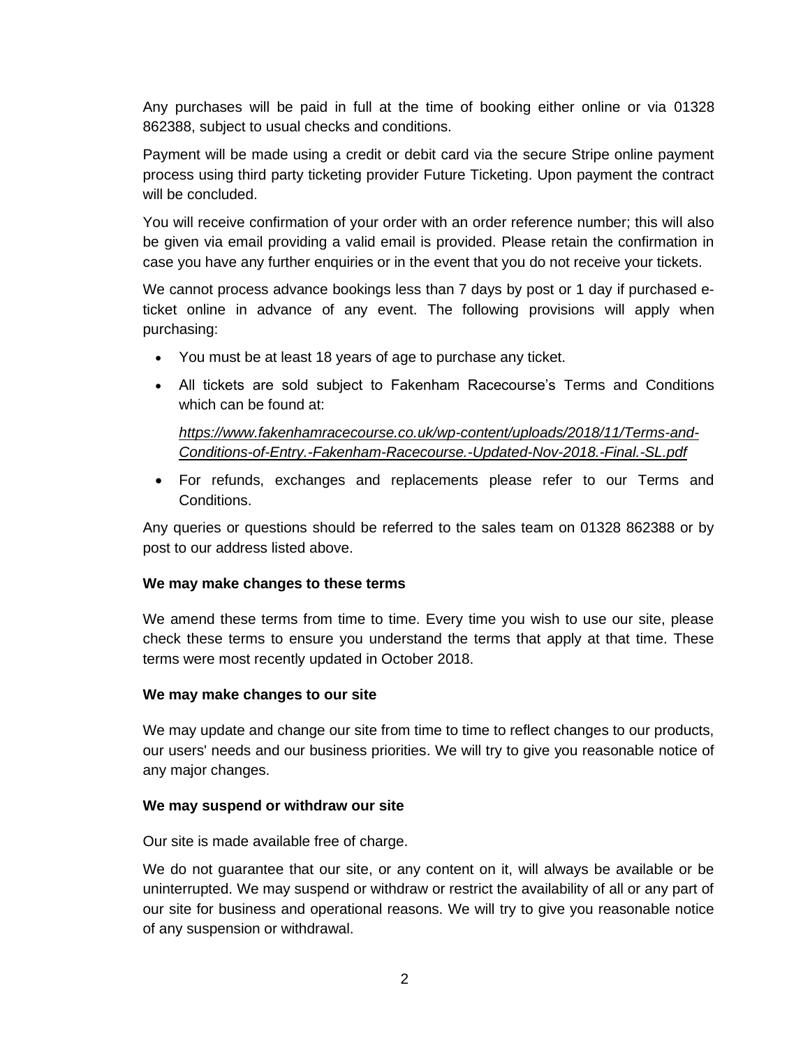Any purchases will be paid in full at the time of booking either online or via 01328 862388, subject to usual checks and conditions.

Payment will be made using a credit or debit card via the secure Stripe online payment process using third party ticketing provider Future Ticketing. Upon payment the contract will be concluded.

You will receive confirmation of your order with an order reference number; this will also be given via email providing a valid email is provided. Please retain the confirmation in case you have any further enquiries or in the event that you do not receive your tickets.

We cannot process advance bookings less than 7 days by post or 1 day if purchased e-ticket online in advance of any event. The following provisions will apply when purchasing:

- You must be at least 18 years of age to purchase any ticket.
- All tickets are sold subject to Fakenham Racecourse's Terms and Conditions which can be found at:

  *https://www.fakenhamracecourse.co.uk/wp-content/uploads/2018/11/Terms-and-Conditions-of-Entry.-Fakenham-Racecourse.-Updated-Nov-2018.-Final.-SL.pdf*

- For refunds, exchanges and replacements please refer to our Terms and Conditions.

Any queries or questions should be referred to the sales team on 01328 862388 or by post to our address listed above.

**We may make changes to these terms**

We amend these terms from time to time. Every time you wish to use our site, please check these terms to ensure you understand the terms that apply at that time. These terms were most recently updated in October 2018.

**We may make changes to our site**

We may update and change our site from time to time to reflect changes to our products, our users' needs and our business priorities. We will try to give you reasonable notice of any major changes.

**We may suspend or withdraw our site**

Our site is made available free of charge.

We do not guarantee that our site, or any content on it, will always be available or be uninterrupted. We may suspend or withdraw or restrict the availability of all or any part of our site for business and operational reasons. We will try to give you reasonable notice of any suspension or withdrawal.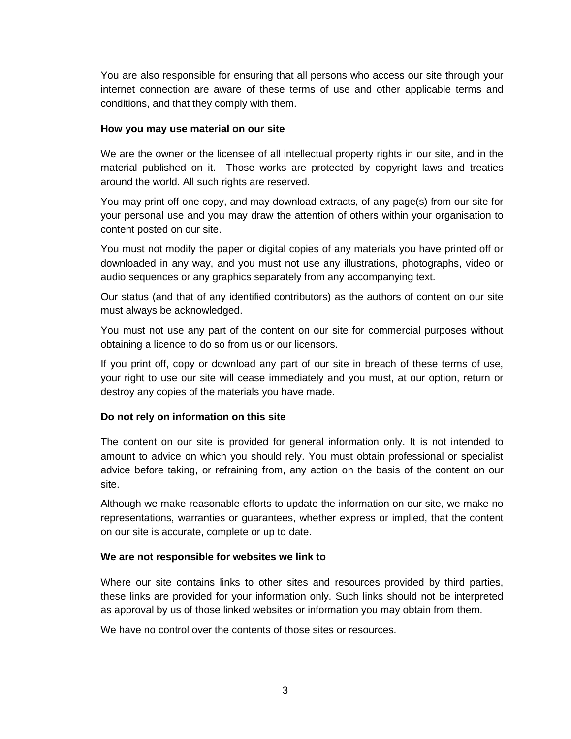You are also responsible for ensuring that all persons who access our site through your internet connection are aware of these terms of use and other applicable terms and conditions, and that they comply with them.

**How you may use material on our site**

We are the owner or the licensee of all intellectual property rights in our site, and in the material published on it. Those works are protected by copyright laws and treaties around the world. All such rights are reserved.

You may print off one copy, and may download extracts, of any page(s) from our site for your personal use and you may draw the attention of others within your organisation to content posted on our site.

You must not modify the paper or digital copies of any materials you have printed off or downloaded in any way, and you must not use any illustrations, photographs, video or audio sequences or any graphics separately from any accompanying text.

Our status (and that of any identified contributors) as the authors of content on our site must always be acknowledged.

You must not use any part of the content on our site for commercial purposes without obtaining a licence to do so from us or our licensors.

If you print off, copy or download any part of our site in breach of these terms of use, your right to use our site will cease immediately and you must, at our option, return or destroy any copies of the materials you have made.

**Do not rely on information on this site**

The content on our site is provided for general information only. It is not intended to amount to advice on which you should rely. You must obtain professional or specialist advice before taking, or refraining from, any action on the basis of the content on our site.

Although we make reasonable efforts to update the information on our site, we make no representations, warranties or guarantees, whether express or implied, that the content on our site is accurate, complete or up to date.

**We are not responsible for websites we link to**

Where our site contains links to other sites and resources provided by third parties, these links are provided for your information only. Such links should not be interpreted as approval by us of those linked websites or information you may obtain from them.

We have no control over the contents of those sites or resources.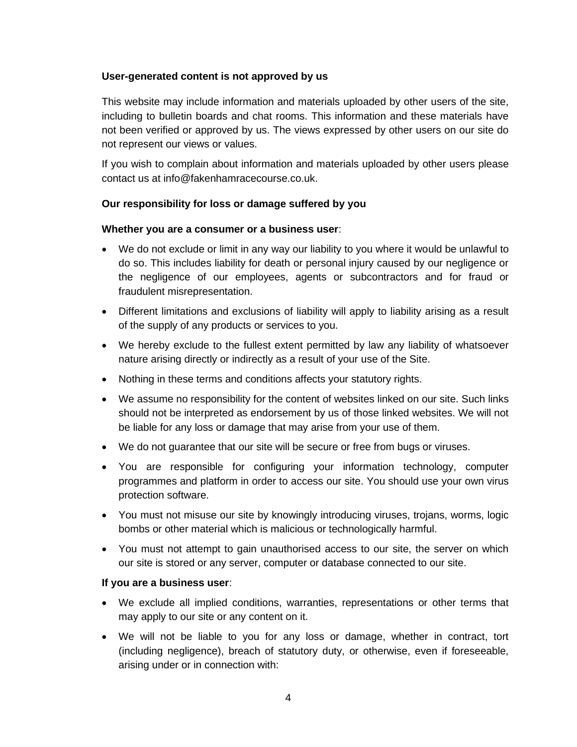**User-generated content is not approved by us**

This website may include information and materials uploaded by other users of the site, including to bulletin boards and chat rooms. This information and these materials have not been verified or approved by us. The views expressed by other users on our site do not represent our views or values.

If you wish to complain about information and materials uploaded by other users please contact us at info@fakenhamracecourse.co.uk.

**Our responsibility for loss or damage suffered by you**

**Whether you are a consumer or a business user**:

- We do not exclude or limit in any way our liability to you where it would be unlawful to do so. This includes liability for death or personal injury caused by our negligence or the negligence of our employees, agents or subcontractors and for fraud or fraudulent misrepresentation.
- Different limitations and exclusions of liability will apply to liability arising as a result of the supply of any products or services to you.
- We hereby exclude to the fullest extent permitted by law any liability of whatsoever nature arising directly or indirectly as a result of your use of the Site.
- Nothing in these terms and conditions affects your statutory rights.
- We assume no responsibility for the content of websites linked on our site. Such links should not be interpreted as endorsement by us of those linked websites. We will not be liable for any loss or damage that may arise from your use of them.
- We do not guarantee that our site will be secure or free from bugs or viruses.
- You are responsible for configuring your information technology, computer programmes and platform in order to access our site. You should use your own virus protection software.
- You must not misuse our site by knowingly introducing viruses, trojans, worms, logic bombs or other material which is malicious or technologically harmful.
- You must not attempt to gain unauthorised access to our site, the server on which our site is stored or any server, computer or database connected to our site.

**If you are a business user**:

- We exclude all implied conditions, warranties, representations or other terms that may apply to our site or any content on it.
- We will not be liable to you for any loss or damage, whether in contract, tort (including negligence), breach of statutory duty, or otherwise, even if foreseeable, arising under or in connection with: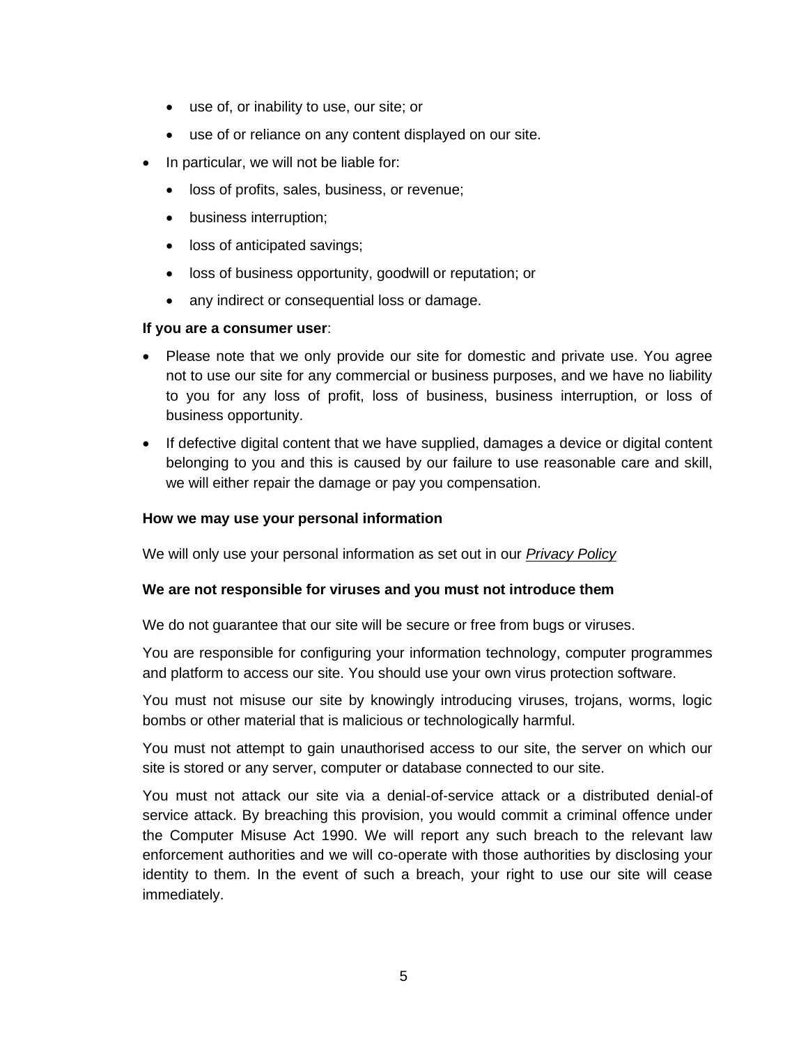- use of, or inability to use, our site; or
    - use of or reliance on any content displayed on our site.
- In particular, we will not be liable for:
    - loss of profits, sales, business, or revenue;
    - business interruption;
    - loss of anticipated savings;
    - loss of business opportunity, goodwill or reputation; or
    - any indirect or consequential loss or damage.

**If you are a consumer user**:

- Please note that we only provide our site for domestic and private use. You agree not to use our site for any commercial or business purposes, and we have no liability to you for any loss of profit, loss of business, business interruption, or loss of business opportunity.
- If defective digital content that we have supplied, damages a device or digital content belonging to you and this is caused by our failure to use reasonable care and skill, we will either repair the damage or pay you compensation.

**How we may use your personal information**

We will only use your personal information as set out in our *Privacy Policy*

**We are not responsible for viruses and you must not introduce them**

We do not guarantee that our site will be secure or free from bugs or viruses.

You are responsible for configuring your information technology, computer programmes and platform to access our site. You should use your own virus protection software.

You must not misuse our site by knowingly introducing viruses, trojans, worms, logic bombs or other material that is malicious or technologically harmful.

You must not attempt to gain unauthorised access to our site, the server on which our site is stored or any server, computer or database connected to our site.

You must not attack our site via a denial-of-service attack or a distributed denial-of service attack. By breaching this provision, you would commit a criminal offence under the Computer Misuse Act 1990. We will report any such breach to the relevant law enforcement authorities and we will co-operate with those authorities by disclosing your identity to them. In the event of such a breach, your right to use our site will cease immediately.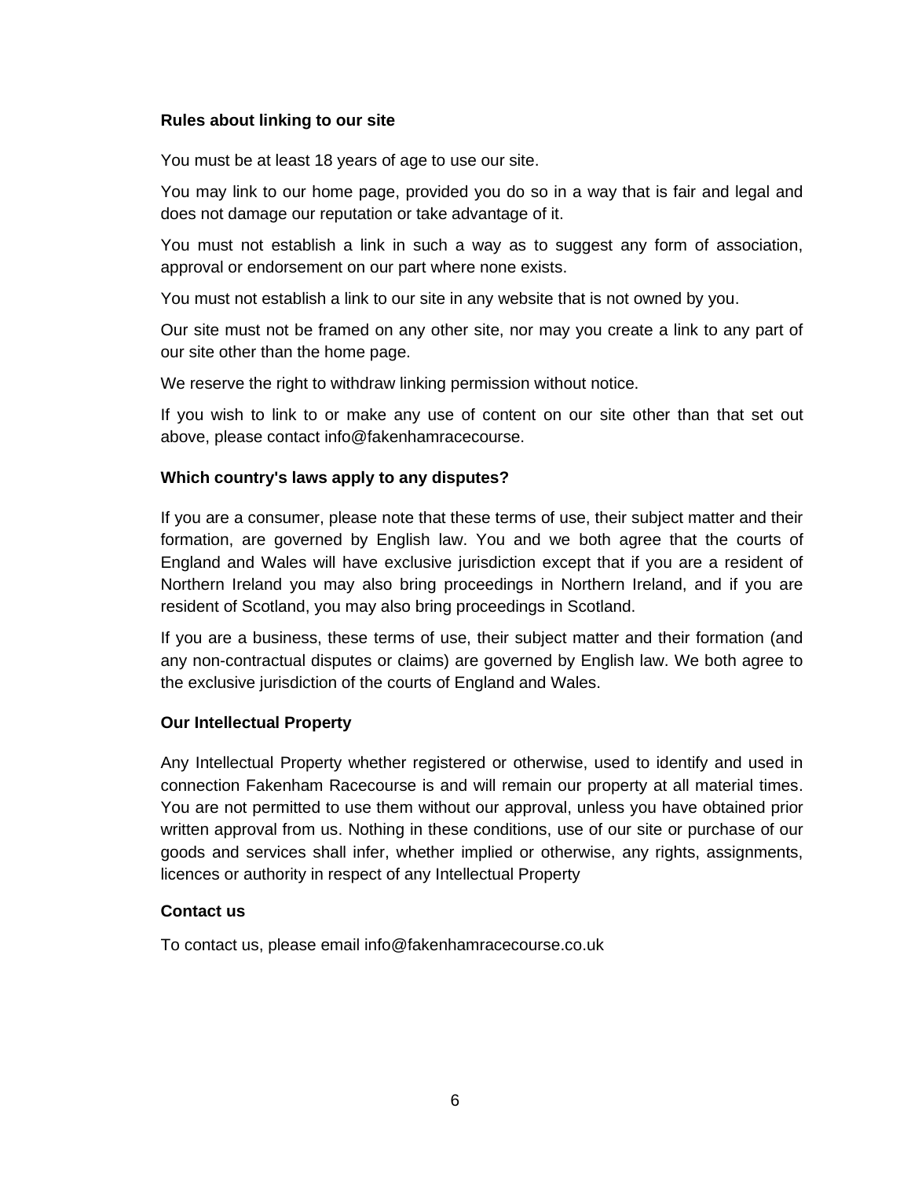**Rules about linking to our site**

You must be at least 18 years of age to use our site.

You may link to our home page, provided you do so in a way that is fair and legal and does not damage our reputation or take advantage of it.

You must not establish a link in such a way as to suggest any form of association, approval or endorsement on our part where none exists.

You must not establish a link to our site in any website that is not owned by you.

Our site must not be framed on any other site, nor may you create a link to any part of our site other than the home page.

We reserve the right to withdraw linking permission without notice.

If you wish to link to or make any use of content on our site other than that set out above, please contact info@fakenhamracecourse.

**Which country's laws apply to any disputes?**

If you are a consumer, please note that these terms of use, their subject matter and their formation, are governed by English law. You and we both agree that the courts of England and Wales will have exclusive jurisdiction except that if you are a resident of Northern Ireland you may also bring proceedings in Northern Ireland, and if you are resident of Scotland, you may also bring proceedings in Scotland.

If you are a business, these terms of use, their subject matter and their formation (and any non-contractual disputes or claims) are governed by English law. We both agree to the exclusive jurisdiction of the courts of England and Wales.

**Our Intellectual Property**

Any Intellectual Property whether registered or otherwise, used to identify and used in connection Fakenham Racecourse is and will remain our property at all material times. You are not permitted to use them without our approval, unless you have obtained prior written approval from us. Nothing in these conditions, use of our site or purchase of our goods and services shall infer, whether implied or otherwise, any rights, assignments, licences or authority in respect of any Intellectual Property

**Contact us**

To contact us, please email info@fakenhamracecourse.co.uk